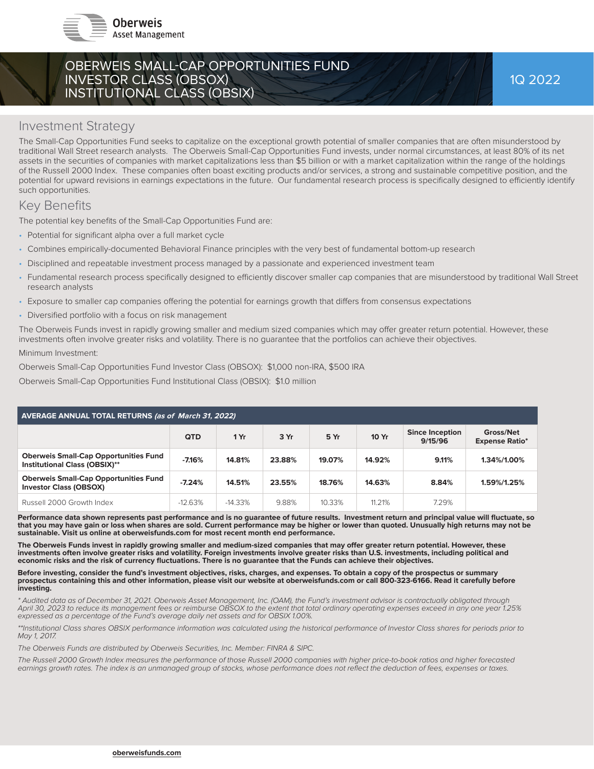Oberweis Asset Management

# OBERWEIS SMALL-CAP OPPORTUNITIES FUND INVESTOR CLASS (OBSOX) INSTITUTIONAL CLASS (OBSIX)

1Q 2022

## Investment Strategy

The Small-Cap Opportunities Fund seeks to capitalize on the exceptional growth potential of smaller companies that are often misunderstood by traditional Wall Street research analysts. The Oberweis Small-Cap Opportunities Fund invests, under normal circumstances, at least 80% of its net assets in the securities of companies with market capitalizations less than $5 billion or with a market capitalization within the range of the holdings of the Russell 2000 Index. These companies often boast exciting products and/or services, a strong and sustainable competitive position, and the potential for upward revisions in earnings expectations in the future. Our fundamental research process is specifically designed to efficiently identify such opportunities.

## Key Benefits

The potential key benefits of the Small-Cap Opportunities Fund are:

- Potential for significant alpha over a full market cycle
- Combines empirically-documented Behavioral Finance principles with the very best of fundamental bottom-up research
- Disciplined and repeatable investment process managed by a passionate and experienced investment team
- Fundamental research process specifically designed to efficiently discover smaller cap companies that are misunderstood by traditional Wall Street research analysts
- Exposure to smaller cap companies offering the potential for earnings growth that differs from consensus expectations
- Diversified portfolio with a focus on risk management

The Oberweis Funds invest in rapidly growing smaller and medium sized companies which may offer greater return potential. However, these investments often involve greater risks and volatility. There is no guarantee that the portfolios can achieve their objectives.

Minimum Investment:

Oberweis Small-Cap Opportunities Fund Investor Class (OBSOX): $1,000 non-IRA, $500 IRA

Oberweis Small-Cap Opportunities Fund Institutional Class (OBSIX): $1.0 million

**AVERAGE ANNUAL TOTAL RETURNS** ***(as of March 31, 2022)***

| | QTD | 1 Yr | 3 Yr | 5 Yr | 10 Yr | Since Inception 9/15/96 | Gross/Net Expense Ratio* |
|---|---|---|---|---|---|---|---|
| **Oberweis Small-Cap Opportunities Fund Institutional Class (OBSIX)**** | **-7.16%** | **14.81%** | **23.88%** | **19.07%** | **14.92%** | **9.11%** | **1.34%/1.00%** |
| **Oberweis Small-Cap Opportunities Fund Investor Class (OBSOX)** | **-7.24%** | **14.51%** | **23.55%** | **18.76%** | **14.63%** | **8.84%** | **1.59%/1.25%** |
| Russell 2000 Growth Index | -12.63% | -14.33% | 9.88% | 10.33% | 11.21% | 7.29% | |

**Performance data shown represents past performance and is no guarantee of future results. Investment return and principal value will fluctuate, so that you may have gain or loss when shares are sold. Current performance may be higher or lower than quoted. Unusually high returns may not be sustainable. Visit us online at oberweisfunds.com for most recent month end performance.**

**The Oberweis Funds invest in rapidly growing smaller and medium-sized companies that may offer greater return potential. However, these investments often involve greater risks and volatility. Foreign investments involve greater risks than U.S. investments, including political and economic risks and the risk of currency fluctuations. There is no guarantee that the Funds can achieve their objectives.**

**Before investing, consider the fund's investment objectives, risks, charges, and expenses. To obtain a copy of the prospectus or summary prospectus containing this and other information, please visit our website at oberweisfunds.com or call 800-323-6166. Read it carefully before investing.**

*\* Audited data as of December 31, 2021. Oberweis Asset Management, Inc. (OAM), the Fund's investment advisor is contractually obligated through April 30, 2023 to reduce its management fees or reimburse OBSOX to the extent that total ordinary operating expenses exceed in any one year 1.25% expressed as a percentage of the Fund's average daily net assets and for OBSIX 1.00%.*

*\*\*Institutional Class shares OBSIX performance information was calculated using the historical performance of Investor Class shares for periods prior to May 1, 2017.*

*The Oberweis Funds are distributed by Oberweis Securities, Inc. Member: FINRA & SIPC.*

*The Russell 2000 Growth Index measures the performance of those Russell 2000 companies with higher price-to-book ratios and higher forecasted earnings growth rates. The index is an unmanaged group of stocks, whose performance does not reflect the deduction of fees, expenses or taxes.*

oberweisfunds.com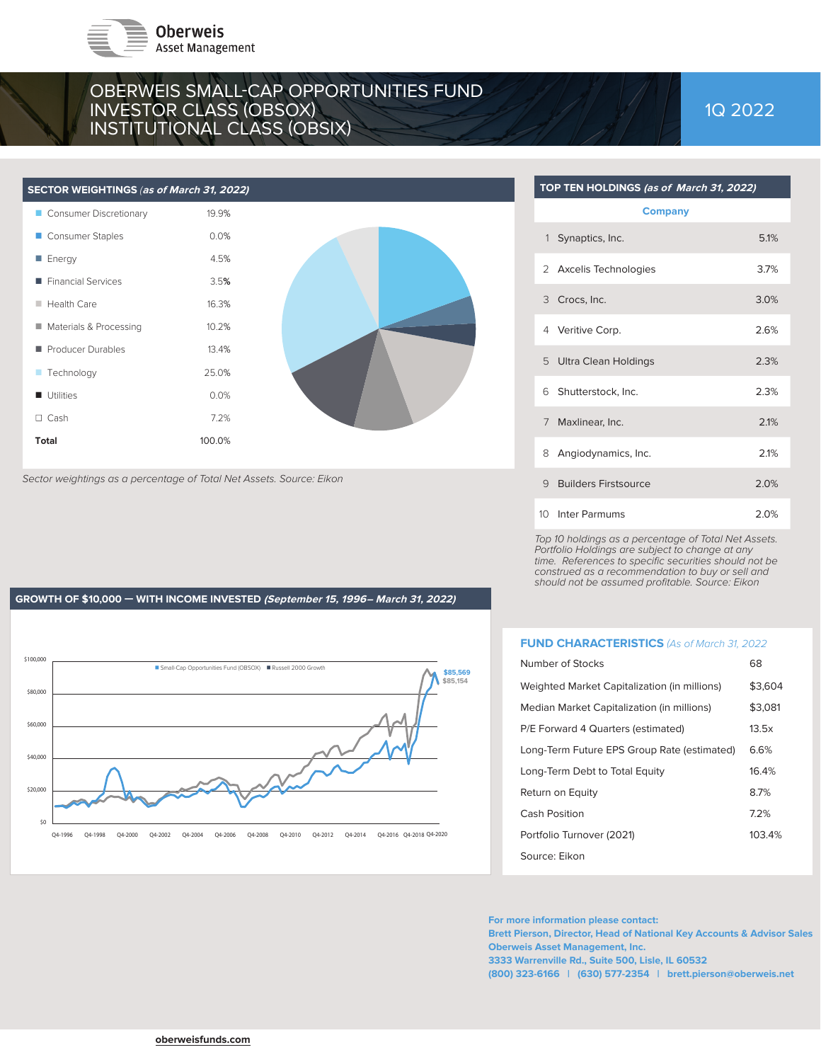Oberweis Asset Management

# OBERWEIS SMALL-CAP OPPORTUNITIES FUND INVESTOR CLASS (OBSOX) INSTITUTIONAL CLASS (OBSIX)

1Q 2022

## SECTOR WEIGHTINGS *(as of March 31, 2022)*

| | |
|---|---|
| Consumer Discretionary | 19.9% |
| Consumer Staples | 0.0% |
| Energy | 4.5% |
| Financial Services | 3.5% |
| Health Care | 16.3% |
| Materials & Processing | 10.2% |
| Producer Durables | 13.4% |
| Technology | 25.0% |
| Utilities | 0.0% |
| Cash | 7.2% |
| **Total** | 100.0% |

*Sector weightings as a percentage of Total Net Assets. Source: Eikon*

## TOP TEN HOLDINGS *(as of March 31, 2022)*

| | Company | |
|---|---|---|
| 1 | Synaptics, Inc. | 5.1% |
| 2 | Axcelis Technologies | 3.7% |
| 3 | Crocs, Inc. | 3.0% |
| 4 | Veritive Corp. | 2.6% |
| 5 | Ultra Clean Holdings | 2.3% |
| 6 | Shutterstock, Inc. | 2.3% |
| 7 | Maxlinear, Inc. | 2.1% |
| 8 | Angiodynamics, Inc. | 2.1% |
| 9 | Builders Firstsource | 2.0% |
| 10 | Inter Parmums | 2.0% |

*Top 10 holdings as a percentage of Total Net Assets. Portfolio Holdings are subject to change at any time. References to specific securities should not be construed as a recommendation to buy or sell and should not be assumed profitable. Source: Eikon*

## GROWTH OF $10,000 — WITH INCOME INVESTED *(September 15, 1996– March 31, 2022)*

Small-Cap Opportunities Fund (OBSOX)
Russell 2000 Growth

$100,000
$80,000
$60,000
$40,000
$20,000
$0

Q4-1996 Q4-1998 Q4-2000 Q4-2002 Q4-2004 Q4-2006 Q4-2008 Q4-2010 Q4-2012 Q4-2014 Q4-2016 Q4-2018 Q4-2020

$85,569
$85,154

## FUND CHARACTERISTICS *(As of March 31, 2022*

| | |
|---|---|
| Number of Stocks | 68 |
| Weighted Market Capitalization (in millions) | $3,604 |
| Median Market Capitalization (in millions) | $3,081 |
| P/E Forward 4 Quarters (estimated) | 13.5x |
| Long-Term Future EPS Group Rate (estimated) | 6.6% |
| Long-Term Debt to Total Equity | 16.4% |
| Return on Equity | 8.7% |
| Cash Position | 7.2% |
| Portfolio Turnover (2021) | 103.4% |

Source: Eikon

**For more information please contact:**
**Brett Pierson, Director, Head of National Key Accounts & Advisor Sales**
**Oberweis Asset Management, Inc.**
**3333 Warrenville Rd., Suite 500, Lisle, IL 60532**
**(800) 323-6166 | (630) 577-2354 | brett.pierson@oberweis.net**

oberweisfunds.com